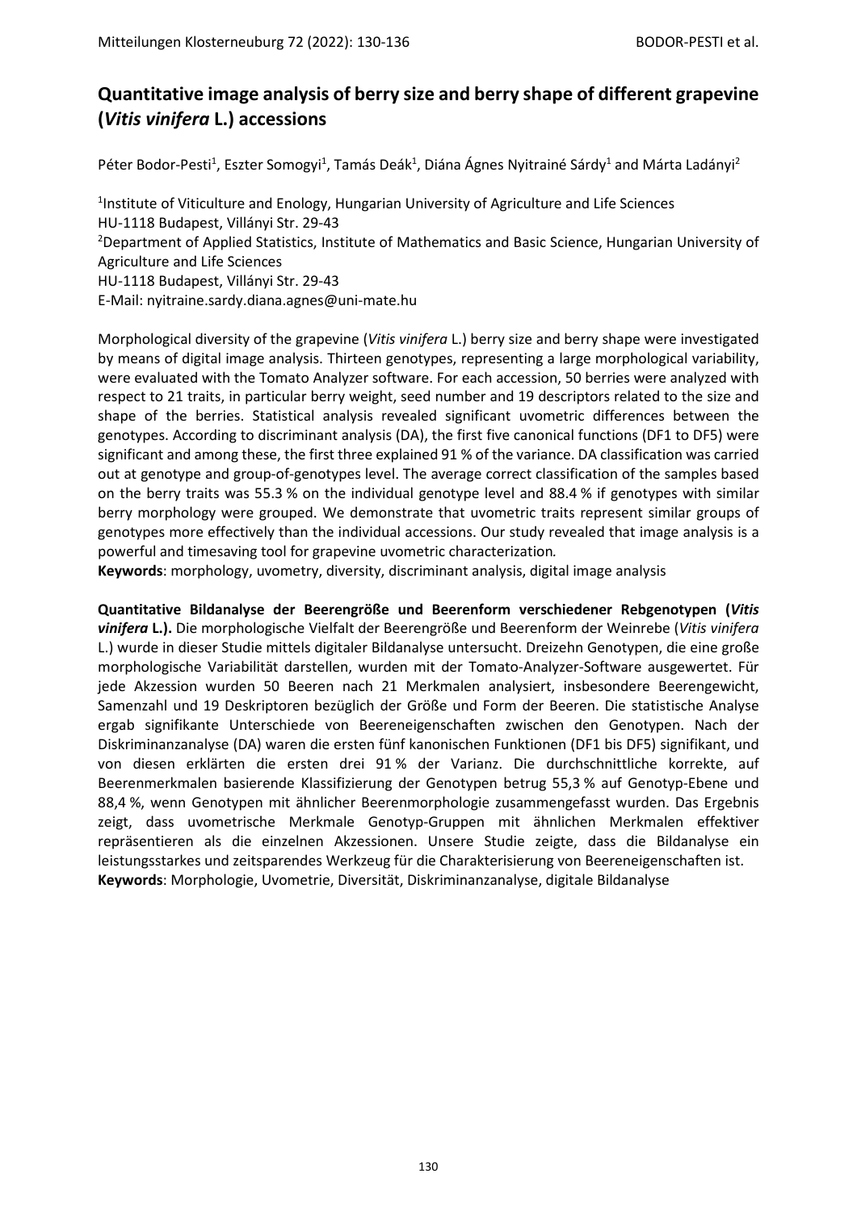# Quantitative image analysis of berry size and berry shape of different grapevine (*Vitis vinifera* L.) accessions

Péter Bodor-Pesti[1], Eszter Somogyi[1], Tamás Deák[1], Diána Ágnes Nyitrainé Sárdy[1] and Márta Ladányi[2]

[1]Institute of Viticulture and Enology, Hungarian University of Agriculture and Life Sciences
HU-1118 Budapest, Villányi Str. 29-43
[2]Department of Applied Statistics, Institute of Mathematics and Basic Science, Hungarian University of Agriculture and Life Sciences
HU-1118 Budapest, Villányi Str. 29-43
E-Mail: nyitraine.sardy.diana.agnes@uni-mate.hu

Morphological diversity of the grapevine (*Vitis vinifera* L.) berry size and berry shape were investigated by means of digital image analysis. Thirteen genotypes, representing a large morphological variability, were evaluated with the Tomato Analyzer software. For each accession, 50 berries were analyzed with respect to 21 traits, in particular berry weight, seed number and 19 descriptors related to the size and shape of the berries. Statistical analysis revealed significant uvometric differences between the genotypes. According to discriminant analysis (DA), the first five canonical functions (DF1 to DF5) were significant and among these, the first three explained 91 % of the variance. DA classification was carried out at genotype and group-of-genotypes level. The average correct classification of the samples based on the berry traits was 55.3 % on the individual genotype level and 88.4 % if genotypes with similar berry morphology were grouped. We demonstrate that uvometric traits represent similar groups of genotypes more effectively than the individual accessions. Our study revealed that image analysis is a powerful and timesaving tool for grapevine uvometric characterization.

**Keywords**: morphology, uvometry, diversity, discriminant analysis, digital image analysis

**Quantitative Bildanalyse der Beerengröße und Beerenform verschiedener Rebgenotypen (*Vitis vinifera* L.).** Die morphologische Vielfalt der Beerengröße und Beerenform der Weinrebe (*Vitis vinifera* L.) wurde in dieser Studie mittels digitaler Bildanalyse untersucht. Dreizehn Genotypen, die eine große morphologische Variabilität darstellen, wurden mit der Tomato-Analyzer-Software ausgewertet. Für jede Akzession wurden 50 Beeren nach 21 Merkmalen analysiert, insbesondere Beerengewicht, Samenzahl und 19 Deskriptoren bezüglich der Größe und Form der Beeren. Die statistische Analyse ergab signifikante Unterschiede von Beereneigenschaften zwischen den Genotypen. Nach der Diskriminanzanalyse (DA) waren die ersten fünf kanonischen Funktionen (DF1 bis DF5) signifikant, und von diesen erklärten die ersten drei 91 % der Varianz. Die durchschnittliche korrekte, auf Beerenmerkmalen basierende Klassifizierung der Genotypen betrug 55,3 % auf Genotyp-Ebene und 88,4 %, wenn Genotypen mit ähnlicher Beerenmorphologie zusammengefasst wurden. Das Ergebnis zeigt, dass uvometrische Merkmale Genotyp-Gruppen mit ähnlichen Merkmalen effektiver repräsentieren als die einzelnen Akzessionen. Unsere Studie zeigte, dass die Bildanalyse ein leistungsstarkes und zeitsparendes Werkzeug für die Charakterisierung von Beereneigenschaften ist.

**Keywords**: Morphologie, Uvometrie, Diversität, Diskriminanzanalyse, digitale Bildanalyse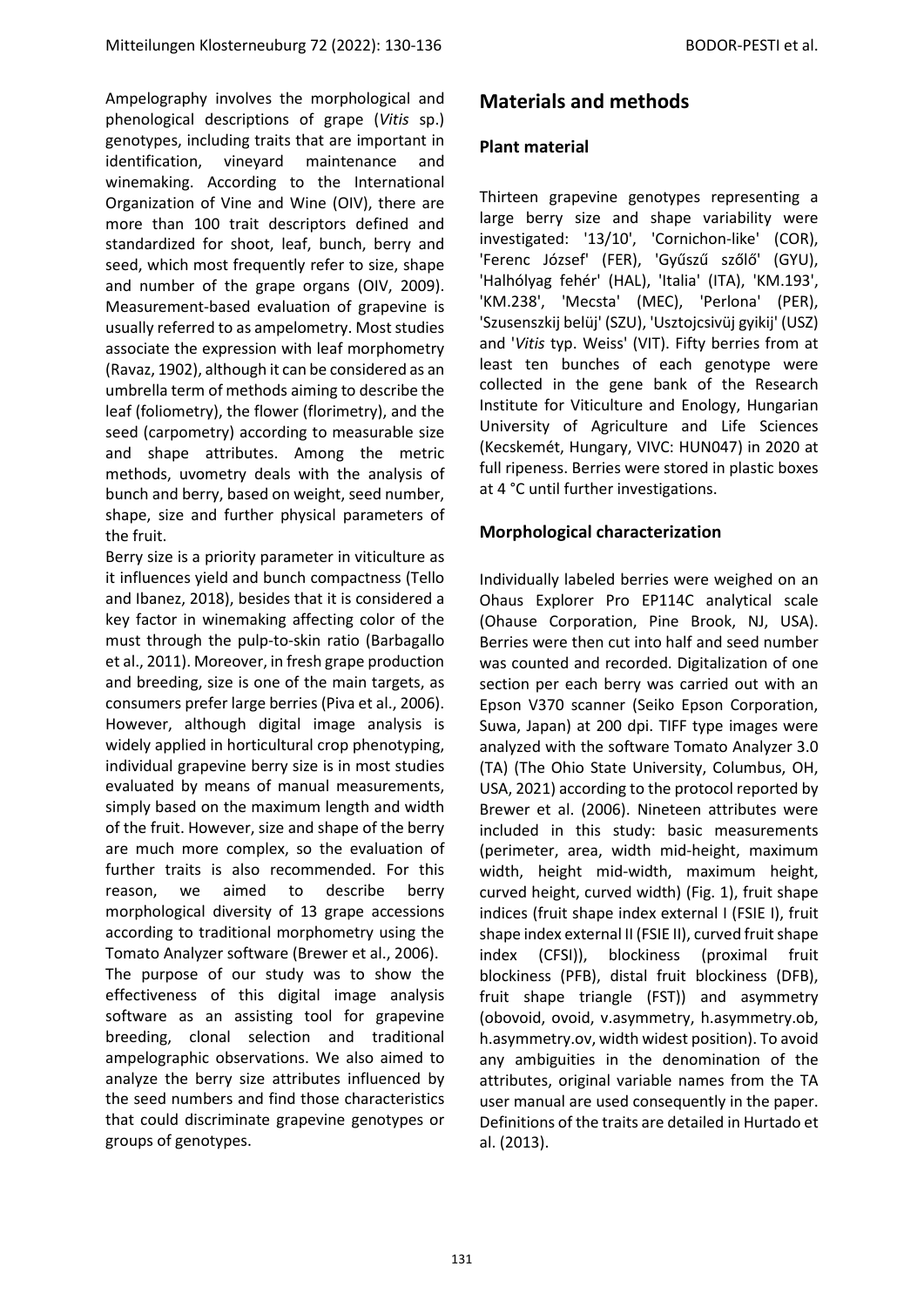Ampelography involves the morphological and phenological descriptions of grape (*Vitis* sp.) genotypes, including traits that are important in identification, vineyard maintenance and winemaking. According to the International Organization of Vine and Wine (OIV), there are more than 100 trait descriptors defined and standardized for shoot, leaf, bunch, berry and seed, which most frequently refer to size, shape and number of the grape organs (OIV, 2009). Measurement-based evaluation of grapevine is usually referred to as ampelometry. Most studies associate the expression with leaf morphometry (Ravaz, 1902), although it can be considered as an umbrella term of methods aiming to describe the leaf (foliometry), the flower (florimetry), and the seed (carpometry) according to measurable size and shape attributes. Among the metric methods, uvometry deals with the analysis of bunch and berry, based on weight, seed number, shape, size and further physical parameters of the fruit.

Berry size is a priority parameter in viticulture as it influences yield and bunch compactness (Tello and Ibanez, 2018), besides that it is considered a key factor in winemaking affecting color of the must through the pulp-to-skin ratio (Barbagallo et al., 2011). Moreover, in fresh grape production and breeding, size is one of the main targets, as consumers prefer large berries (Piva et al., 2006). However, although digital image analysis is widely applied in horticultural crop phenotyping, individual grapevine berry size is in most studies evaluated by means of manual measurements, simply based on the maximum length and width of the fruit. However, size and shape of the berry are much more complex, so the evaluation of further traits is also recommended. For this reason, we aimed to describe berry morphological diversity of 13 grape accessions according to traditional morphometry using the Tomato Analyzer software (Brewer et al., 2006).

The purpose of our study was to show the effectiveness of this digital image analysis software as an assisting tool for grapevine breeding, clonal selection and traditional ampelographic observations. We also aimed to analyze the berry size attributes influenced by the seed numbers and find those characteristics that could discriminate grapevine genotypes or groups of genotypes.

## Materials and methods

### Plant material

Thirteen grapevine genotypes representing a large berry size and shape variability were investigated: '13/10', 'Cornichon-like' (COR), 'Ferenc József' (FER), 'Gyűszű szőlő' (GYU), 'Halhólyag fehér' (HAL), 'Italia' (ITA), 'KM.193', 'KM.238', 'Mecsta' (MEC), 'Perlona' (PER), 'Szusenszkij belüj' (SZU), 'Usztojcsivüj gyikij' (USZ) and '*Vitis* typ. Weiss' (VIT). Fifty berries from at least ten bunches of each genotype were collected in the gene bank of the Research Institute for Viticulture and Enology, Hungarian University of Agriculture and Life Sciences (Kecskemét, Hungary, VIVC: HUN047) in 2020 at full ripeness. Berries were stored in plastic boxes at 4 °C until further investigations.

### Morphological characterization

Individually labeled berries were weighed on an Ohaus Explorer Pro EP114C analytical scale (Ohause Corporation, Pine Brook, NJ, USA). Berries were then cut into half and seed number was counted and recorded. Digitalization of one section per each berry was carried out with an Epson V370 scanner (Seiko Epson Corporation, Suwa, Japan) at 200 dpi. TIFF type images were analyzed with the software Tomato Analyzer 3.0 (TA) (The Ohio State University, Columbus, OH, USA, 2021) according to the protocol reported by Brewer et al. (2006). Nineteen attributes were included in this study: basic measurements (perimeter, area, width mid-height, maximum width, height mid-width, maximum height, curved height, curved width) (Fig. 1), fruit shape indices (fruit shape index external I (FSIE I), fruit shape index external II (FSIE II), curved fruit shape index (CFSI)), blockiness (proximal fruit blockiness (PFB), distal fruit blockiness (DFB), fruit shape triangle (FST)) and asymmetry (obovoid, ovoid, v.asymmetry, h.asymmetry.ob, h.asymmetry.ov, width widest position). To avoid any ambiguities in the denomination of the attributes, original variable names from the TA user manual are used consequently in the paper. Definitions of the traits are detailed in Hurtado et al. (2013).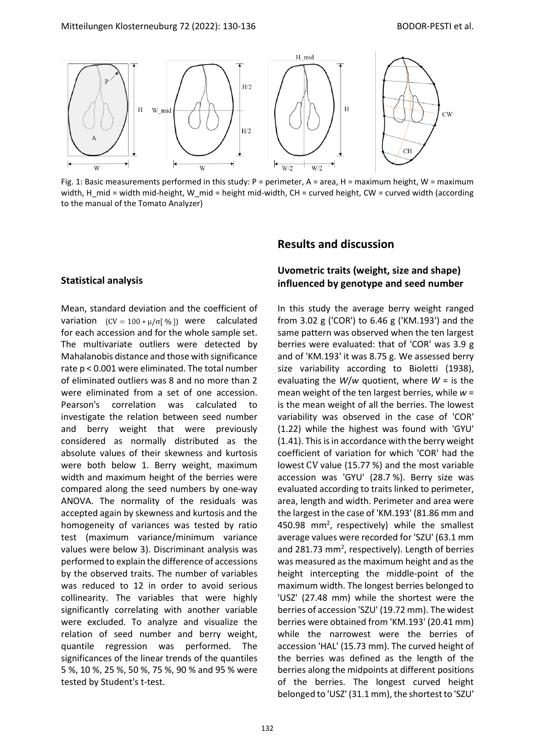Fig. 1: Basic measurements performed in this study: P = perimeter, A = area, H = maximum height, W = maximum width, H_mid = width mid-height, W_mid = height mid-width, CH = curved height, CW = curved width (according to the manual of the Tomato Analyzer)

### Statistical analysis

Mean, standard deviation and the coefficient of variation ($CV = 100 * \mu/\sigma[\%]$) were calculated for each accession and for the whole sample set. The multivariate outliers were detected by Mahalanobis distance and those with significance rate $p < 0.001$ were eliminated. The total number of eliminated outliers was 8 and no more than 2 were eliminated from a set of one accession. Pearson's correlation was calculated to investigate the relation between seed number and berry weight that were previously considered as normally distributed as the absolute values of their skewness and kurtosis were both below 1. Berry weight, maximum width and maximum height of the berries were compared along the seed numbers by one-way ANOVA. The normality of the residuals was accepted again by skewness and kurtosis and the homogeneity of variances was tested by ratio test (maximum variance/minimum variance values were below 3). Discriminant analysis was performed to explain the difference of accessions by the observed traits. The number of variables was reduced to 12 in order to avoid serious collinearity. The variables that were highly significantly correlating with another variable were excluded. To analyze and visualize the relation of seed number and berry weight, quantile regression was performed. The significances of the linear trends of the quantiles 5 %, 10 %, 25 %, 50 %, 75 %, 90 % and 95 % were tested by Student's t-test.

## Results and discussion

### Uvometric traits (weight, size and shape) influenced by genotype and seed number

In this study the average berry weight ranged from 3.02 g ('COR') to 6.46 g ('KM.193') and the same pattern was observed when the ten largest berries were evaluated: that of 'COR' was 3.9 g and of 'KM.193' it was 8.75 g. We assessed berry size variability according to Bioletti (1938), evaluating the $W/w$ quotient, where $W$ = is the mean weight of the ten largest berries, while $w$ = is the mean weight of all the berries. The lowest variability was observed in the case of 'COR' (1.22) while the highest was found with 'GYU' (1.41). This is in accordance with the berry weight coefficient of variation for which 'COR' had the lowest CV value (15.77 %) and the most variable accession was 'GYU' (28.7 %). Berry size was evaluated according to traits linked to perimeter, area, length and width. Perimeter and area were the largest in the case of 'KM.193' (81.86 mm and 450.98 $mm^2$, respectively) while the smallest average values were recorded for 'SZU' (63.1 mm and 281.73 $mm^2$, respectively). Length of berries was measured as the maximum height and as the height intercepting the middle-point of the maximum width. The longest berries belonged to 'USZ' (27.48 mm) while the shortest were the berries of accession 'SZU' (19.72 mm). The widest berries were obtained from 'KM.193' (20.41 mm) while the narrowest were the berries of accession 'HAL' (15.73 mm). The curved height of the berries was defined as the length of the berries along the midpoints at different positions of the berries. The longest curved height belonged to 'USZ' (31.1 mm), the shortest to 'SZU'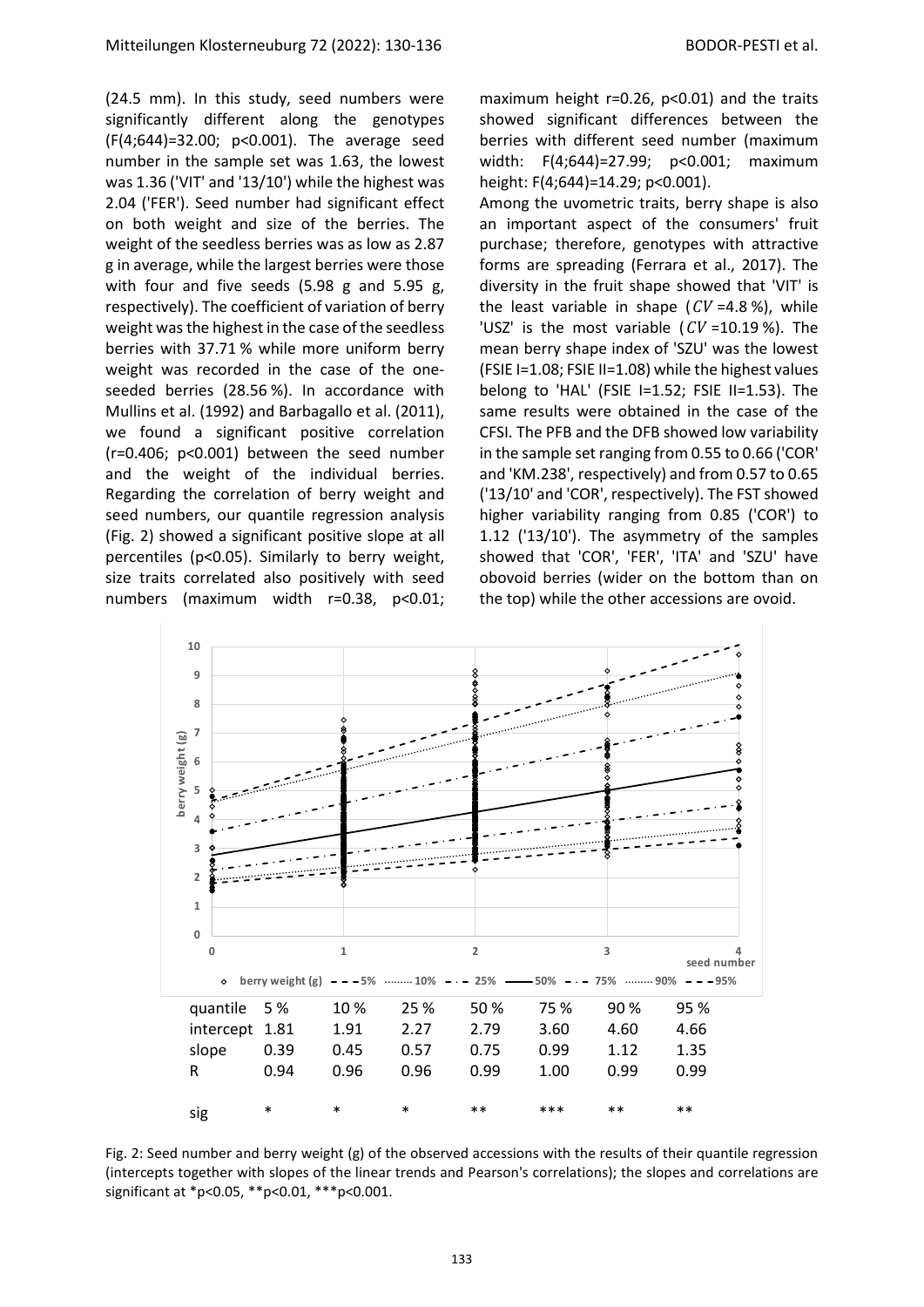(24.5 mm). In this study, seed numbers were significantly different along the genotypes ($F(4;644)=32.00$; $p<0.001$). The average seed number in the sample set was 1.63, the lowest was 1.36 ('VIT' and '13/10') while the highest was 2.04 ('FER'). Seed number had significant effect on both weight and size of the berries. The weight of the seedless berries was as low as 2.87 g in average, while the largest berries were those with four and five seeds (5.98 g and 5.95 g, respectively). The coefficient of variation of berry weight was the highest in the case of the seedless berries with 37.71 % while more uniform berry weight was recorded in the case of the one-seeded berries (28.56 %). In accordance with Mullins et al. (1992) and Barbagallo et al. (2011), we found a significant positive correlation ($r=0.406$; $p<0.001$) between the seed number and the weight of the individual berries. Regarding the correlation of berry weight and seed numbers, our quantile regression analysis (Fig. 2) showed a significant positive slope at all percentiles ($p<0.05$). Similarly to berry weight, size traits correlated also positively with seed numbers (maximum width $r=0.38$, $p<0.01$; maximum height $r=0.26$, $p<0.01$) and the traits showed significant differences between the berries with different seed number (maximum width: $F(4;644)=27.99$; $p<0.001$; maximum height: $F(4;644)=14.29$; $p<0.001$).

Among the uvometric traits, berry shape is also an important aspect of the consumers' fruit purchase; therefore, genotypes with attractive forms are spreading (Ferrara et al., 2017). The diversity in the fruit shape showed that 'VIT' is the least variable in shape ($CV$ =4.8 %), while 'USZ' is the most variable ($CV$ =10.19 %). The mean berry shape index of 'SZU' was the lowest (FSIE I=1.08; FSIE II=1.08) while the highest values belong to 'HAL' (FSIE I=1.52; FSIE II=1.53). The same results were obtained in the case of the CFSI. The PFB and the DFB showed low variability in the sample set ranging from 0.55 to 0.66 ('COR' and 'KM.238', respectively) and from 0.57 to 0.65 ('13/10' and 'COR', respectively). The FST showed higher variability ranging from 0.85 ('COR') to 1.12 ('13/10'). The asymmetry of the samples showed that 'COR', 'FER', 'ITA' and 'SZU' have obovoid berries (wider on the bottom than on the top) while the other accessions are ovoid.

| quantile | 5 % | 10 % | 25 % | 50 % | 75 % | 90 % | 95 % |
|---|---|---|---|---|---|---|---|
| intercept | 1.81 | 1.91 | 2.27 | 2.79 | 3.60 | 4.60 | 4.66 |
| slope | 0.39 | 0.45 | 0.57 | 0.75 | 0.99 | 1.12 | 1.35 |
| R | 0.94 | 0.96 | 0.96 | 0.99 | 1.00 | 0.99 | 0.99 |
| sig | * | * | * | ** | *** | ** | ** |

Fig. 2: Seed number and berry weight (g) of the observed accessions with the results of their quantile regression (intercepts together with slopes of the linear trends and Pearson's correlations); the slopes and correlations are significant at *$p<0.05$, **$p<0.01$, ***$p<0.001$.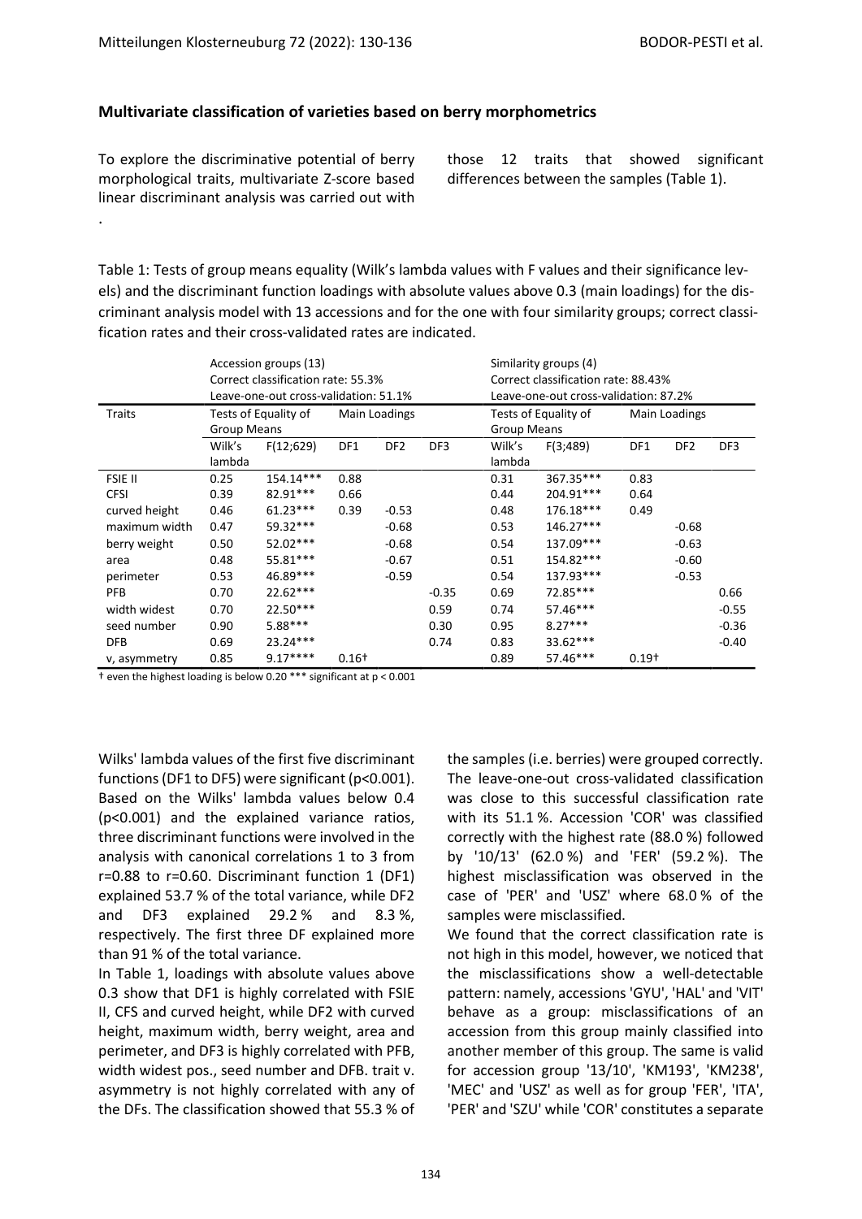### Multivariate classification of varieties based on berry morphometrics

To explore the discriminative potential of berry morphological traits, multivariate Z-score based linear discriminant analysis was carried out with those 12 traits that showed significant differences between the samples (Table 1).

.

Table 1: Tests of group means equality (Wilk's lambda values with F values and their significance levels) and the discriminant function loadings with absolute values above 0.3 (main loadings) for the discriminant analysis model with 13 accessions and for the one with four similarity groups; correct classification rates and their cross-validated rates are indicated.

| | Accession groups (13) Correct classification rate: 55.3% Leave-one-out cross-validation: 51.1% | | | | | Similarity groups (4) Correct classification rate: 88.43% Leave-one-out cross-validation: 87.2% | | | | |
|---|---|---|---|---|---|---|---|---|---|---|
| Traits | Tests of Equality of Group Means | | Main Loadings | | | Tests of Equality of Group Means | | Main Loadings | | |
| | Wilk's lambda | F(12;629) | DF1 | DF2 | DF3 | Wilk's lambda | F(3;489) | DF1 | DF2 | DF3 |
| FSIE II | 0.25 | 154.14*** | 0.88 | | | 0.31 | 367.35*** | 0.83 | | |
| CFSI | 0.39 | 82.91*** | 0.66 | | | 0.44 | 204.91*** | 0.64 | | |
| curved height | 0.46 | 61.23*** | 0.39 | -0.53 | | 0.48 | 176.18*** | 0.49 | | |
| maximum width | 0.47 | 59.32*** | | -0.68 | | 0.53 | 146.27*** | | -0.68 | |
| berry weight | 0.50 | 52.02*** | | -0.68 | | 0.54 | 137.09*** | | -0.63 | |
| area | 0.48 | 55.81*** | | -0.67 | | 0.51 | 154.82*** | | -0.60 | |
| perimeter | 0.53 | 46.89*** | | -0.59 | | 0.54 | 137.93*** | | -0.53 | |
| PFB | 0.70 | 22.62*** | | | -0.35 | 0.69 | 72.85*** | | | 0.66 |
| width widest | 0.70 | 22.50*** | | | 0.59 | 0.74 | 57.46*** | | | -0.55 |
| seed number | 0.90 | 5.88*** | | | 0.30 | 0.95 | 8.27*** | | | -0.36 |
| DFB | 0.69 | 23.24*** | | | 0.74 | 0.83 | 33.62*** | | | -0.40 |
| v, asymmetry | 0.85 | 9.17**** | 0.16† | | | 0.89 | 57.46*** | 0.19† | | |

† even the highest loading is below 0.20 *** significant at p < 0.001

Wilks' lambda values of the first five discriminant functions (DF1 to DF5) were significant ($p<0.001$). Based on the Wilks' lambda values below 0.4 ($p<0.001$) and the explained variance ratios, three discriminant functions were involved in the analysis with canonical correlations 1 to 3 from $r=0.88$ to $r=0.60$. Discriminant function 1 (DF1) explained 53.7 % of the total variance, while DF2 and DF3 explained 29.2 % and 8.3 %, respectively. The first three DF explained more than 91 % of the total variance.

In Table 1, loadings with absolute values above 0.3 show that DF1 is highly correlated with FSIE II, CFS and curved height, while DF2 with curved height, maximum width, berry weight, area and perimeter, and DF3 is highly correlated with PFB, width widest pos., seed number and DFB. trait v. asymmetry is not highly correlated with any of the DFs. The classification showed that 55.3 % of the samples (i.e. berries) were grouped correctly. The leave-one-out cross-validated classification was close to this successful classification rate with its 51.1 %. Accession 'COR' was classified correctly with the highest rate (88.0 %) followed by '10/13' (62.0 %) and 'FER' (59.2 %). The highest misclassification was observed in the case of 'PER' and 'USZ' where 68.0 % of the samples were misclassified.

We found that the correct classification rate is not high in this model, however, we noticed that the misclassifications show a well-detectable pattern: namely, accessions 'GYU', 'HAL' and 'VIT' behave as a group: misclassifications of an accession from this group mainly classified into another member of this group. The same is valid for accession group '13/10', 'KM193', 'KM238', 'MEC' and 'USZ' as well as for group 'FER', 'ITA', 'PER' and 'SZU' while 'COR' constitutes a separate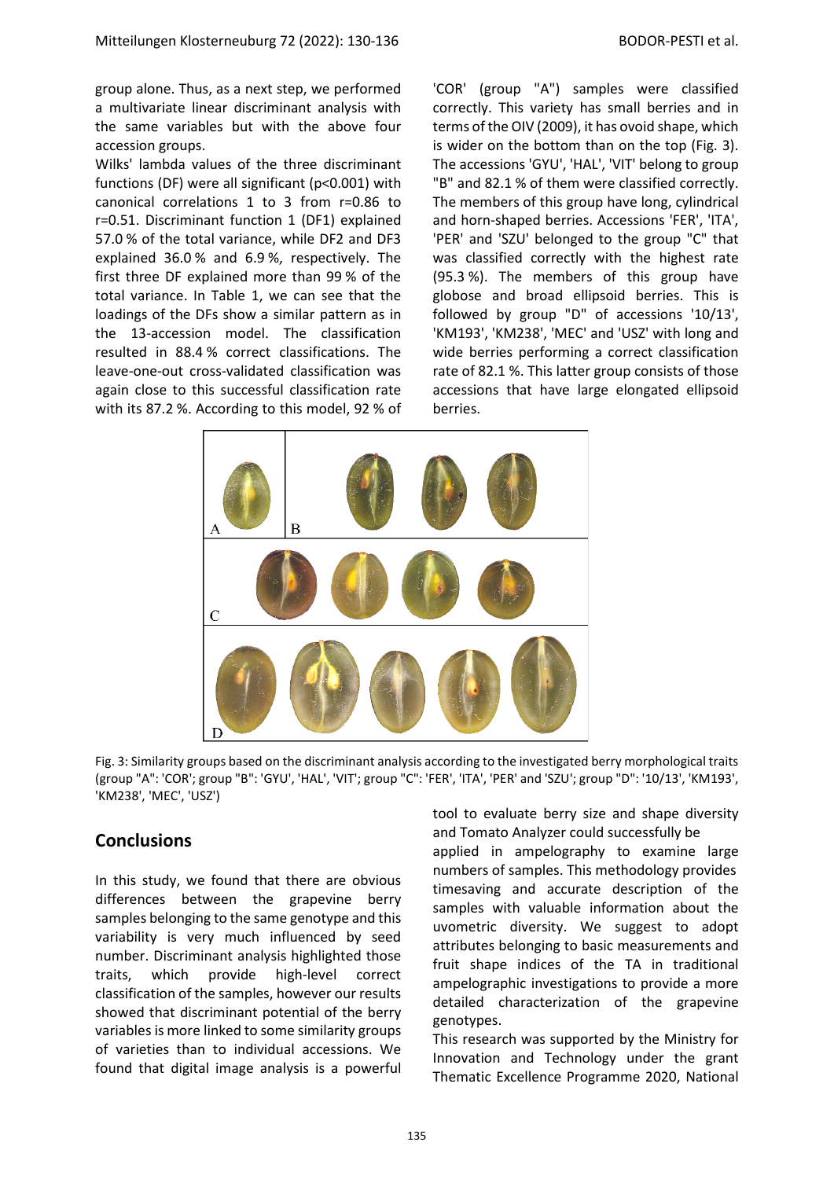group alone. Thus, as a next step, we performed a multivariate linear discriminant analysis with the same variables but with the above four accession groups.

Wilks' lambda values of the three discriminant functions (DF) were all significant (p<0.001) with canonical correlations 1 to 3 from r=0.86 to r=0.51. Discriminant function 1 (DF1) explained 57.0 % of the total variance, while DF2 and DF3 explained 36.0 % and 6.9 %, respectively. The first three DF explained more than 99 % of the total variance. In Table 1, we can see that the loadings of the DFs show a similar pattern as in the 13-accession model. The classification resulted in 88.4 % correct classifications. The leave-one-out cross-validated classification was again close to this successful classification rate with its 87.2 %. According to this model, 92 % of 'COR' (group "A") samples were classified correctly. This variety has small berries and in terms of the OIV (2009), it has ovoid shape, which is wider on the bottom than on the top (Fig. 3). The accessions 'GYU', 'HAL', 'VIT' belong to group "B" and 82.1 % of them were classified correctly. The members of this group have long, cylindrical and horn-shaped berries. Accessions 'FER', 'ITA', 'PER' and 'SZU' belonged to the group "C" that was classified correctly with the highest rate (95.3 %). The members of this group have globose and broad ellipsoid berries. This is followed by group "D" of accessions '10/13', 'KM193', 'KM238', 'MEC' and 'USZ' with long and wide berries performing a correct classification rate of 82.1 %. This latter group consists of those accessions that have large elongated ellipsoid berries.

Fig. 3: Similarity groups based on the discriminant analysis according to the investigated berry morphological traits (group "A": 'COR'; group "B": 'GYU', 'HAL', 'VIT'; group "C": 'FER', 'ITA', 'PER' and 'SZU'; group "D": '10/13', 'KM193', 'KM238', 'MEC', 'USZ')

## Conclusions

In this study, we found that there are obvious differences between the grapevine berry samples belonging to the same genotype and this variability is very much influenced by seed number. Discriminant analysis highlighted those traits, which provide high-level correct classification of the samples, however our results showed that discriminant potential of the berry variables is more linked to some similarity groups of varieties than to individual accessions. We found that digital image analysis is a powerful tool to evaluate berry size and shape diversity and Tomato Analyzer could successfully be applied in ampelography to examine large numbers of samples. This methodology provides timesaving and accurate description of the samples with valuable information about the uvometric diversity. We suggest to adopt attributes belonging to basic measurements and fruit shape indices of the TA in traditional ampelographic investigations to provide a more detailed characterization of the grapevine genotypes.

This research was supported by the Ministry for Innovation and Technology under the grant Thematic Excellence Programme 2020, National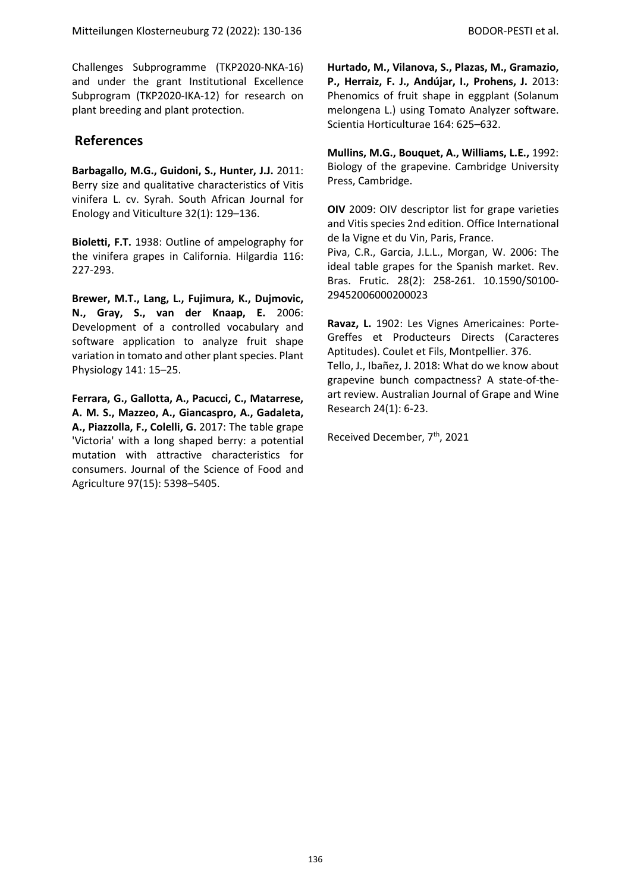Challenges Subprogramme (TKP2020-NKA-16) and under the grant Institutional Excellence Subprogram (TKP2020-IKA-12) for research on plant breeding and plant protection.

## References

**Barbagallo, M.G., Guidoni, S., Hunter, J.J.** 2011: Berry size and qualitative characteristics of Vitis vinifera L. cv. Syrah. South African Journal for Enology and Viticulture 32(1): 129–136.

**Bioletti, F.T.** 1938: Outline of ampelography for the vinifera grapes in California. Hilgardia 116: 227-293.

**Brewer, M.T., Lang, L., Fujimura, K., Dujmovic, N., Gray, S., van der Knaap, E.** 2006: Development of a controlled vocabulary and software application to analyze fruit shape variation in tomato and other plant species. Plant Physiology 141: 15–25.

**Ferrara, G., Gallotta, A., Pacucci, C., Matarrese, A. M. S., Mazzeo, A., Giancaspro, A., Gadaleta, A., Piazzolla, F., Colelli, G.** 2017: The table grape 'Victoria' with a long shaped berry: a potential mutation with attractive characteristics for consumers. Journal of the Science of Food and Agriculture 97(15): 5398–5405.

**Hurtado, M., Vilanova, S., Plazas, M., Gramazio, P., Herraiz, F. J., Andújar, I., Prohens, J.** 2013: Phenomics of fruit shape in eggplant (Solanum melongena L.) using Tomato Analyzer software. Scientia Horticulturae 164: 625–632.

**Mullins, M.G., Bouquet, A., Williams, L.E.,** 1992: Biology of the grapevine. Cambridge University Press, Cambridge.

**OIV** 2009: OIV descriptor list for grape varieties and Vitis species 2nd edition. Office International de la Vigne et du Vin, Paris, France.

Piva, C.R., Garcia, J.L.L., Morgan, W. 2006: The ideal table grapes for the Spanish market. Rev. Bras. Frutic. 28(2): 258-261. 10.1590/S0100-29452006000200023

**Ravaz, L.** 1902: Les Vignes Americaines: Porte-Greffes et Producteurs Directs (Caracteres Aptitudes). Coulet et Fils, Montpellier. 376.

Tello, J., Ibañez, J. 2018: What do we know about grapevine bunch compactness? A state-of-the-art review. Australian Journal of Grape and Wine Research 24(1): 6-23.

Received December, 7th, 2021